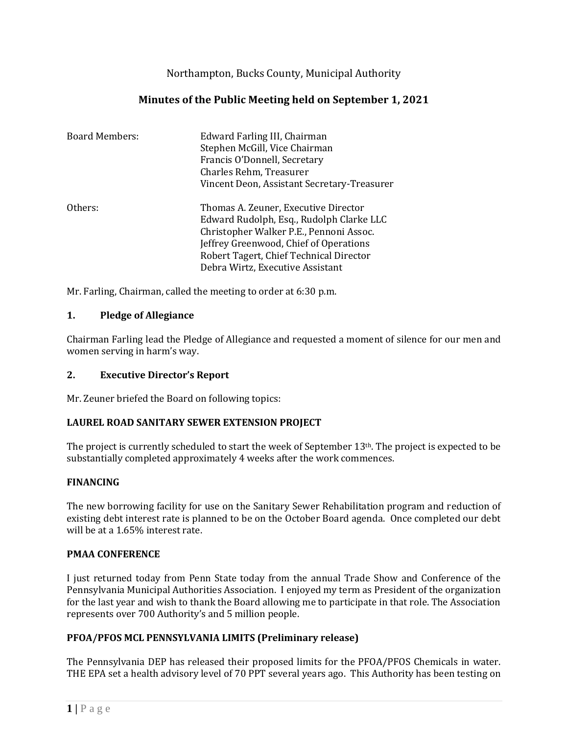Northampton, Bucks County, Municipal Authority

# Minutes of the Public Meeting held on September 1, 2021

| | |
|---|---|
| Board Members: | Edward Farling III, Chairman<br>Stephen McGill, Vice Chairman<br>Francis O'Donnell, Secretary<br>Charles Rehm, Treasurer<br>Vincent Deon, Assistant Secretary-Treasurer |
| Others: | Thomas A. Zeuner, Executive Director<br>Edward Rudolph, Esq., Rudolph Clarke LLC<br>Christopher Walker P.E., Pennoni Assoc.<br>Jeffrey Greenwood, Chief of Operations<br>Robert Tagert, Chief Technical Director<br>Debra Wirtz, Executive Assistant |

Mr. Farling, Chairman, called the meeting to order at 6:30 p.m.

## 1. Pledge of Allegiance

Chairman Farling lead the Pledge of Allegiance and requested a moment of silence for our men and women serving in harm's way.

## 2. Executive Director's Report

Mr. Zeuner briefed the Board on following topics:

**LAUREL ROAD SANITARY SEWER EXTENSION PROJECT**

The project is currently scheduled to start the week of September 13th. The project is expected to be substantially completed approximately 4 weeks after the work commences.

**FINANCING**

The new borrowing facility for use on the Sanitary Sewer Rehabilitation program and reduction of existing debt interest rate is planned to be on the October Board agenda. Once completed our debt will be at a 1.65% interest rate.

**PMAA CONFERENCE**

I just returned today from Penn State today from the annual Trade Show and Conference of the Pennsylvania Municipal Authorities Association. I enjoyed my term as President of the organization for the last year and wish to thank the Board allowing me to participate in that role. The Association represents over 700 Authority's and 5 million people.

**PFOA/PFOS MCL PENNSYLVANIA LIMITS (Preliminary release)**

The Pennsylvania DEP has released their proposed limits for the PFOA/PFOS Chemicals in water. THE EPA set a health advisory level of 70 PPT several years ago. This Authority has been testing on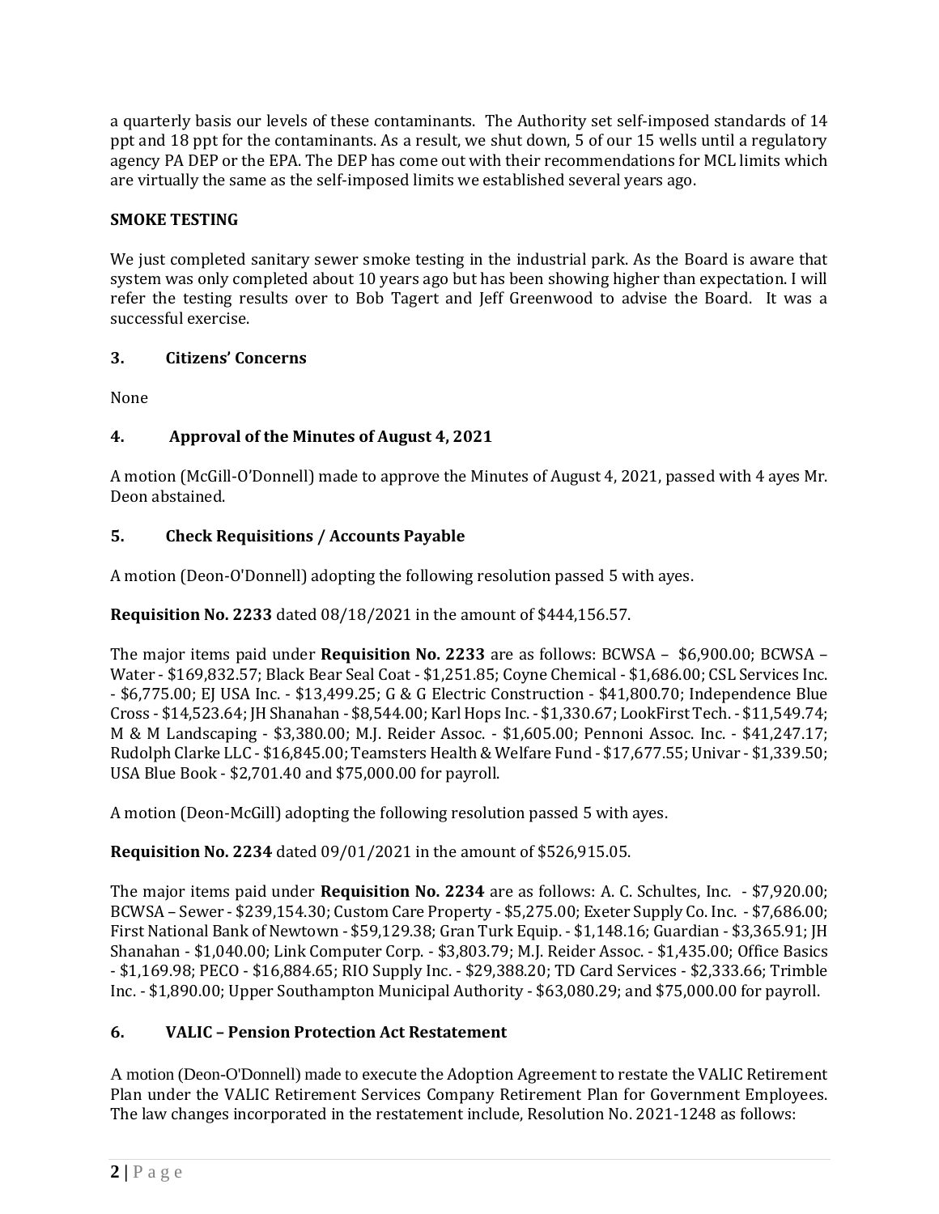a quarterly basis our levels of these contaminants. The Authority set self-imposed standards of 14 ppt and 18 ppt for the contaminants. As a result, we shut down, 5 of our 15 wells until a regulatory agency PA DEP or the EPA. The DEP has come out with their recommendations for MCL limits which are virtually the same as the self-imposed limits we established several years ago.

**SMOKE TESTING**

We just completed sanitary sewer smoke testing in the industrial park. As the Board is aware that system was only completed about 10 years ago but has been showing higher than expectation. I will refer the testing results over to Bob Tagert and Jeff Greenwood to advise the Board. It was a successful exercise.

## 3. Citizens' Concerns

None

## 4. Approval of the Minutes of August 4, 2021

A motion (McGill-O'Donnell) made to approve the Minutes of August 4, 2021, passed with 4 ayes Mr. Deon abstained.

## 5. Check Requisitions / Accounts Payable

A motion (Deon-O'Donnell) adopting the following resolution passed 5 with ayes.

**Requisition No. 2233** dated 08/18/2021 in the amount of $444,156.57.

The major items paid under **Requisition No. 2233** are as follows: BCWSA – $6,900.00; BCWSA – Water - $169,832.57; Black Bear Seal Coat - $1,251.85; Coyne Chemical - $1,686.00; CSL Services Inc. - $6,775.00; EJ USA Inc. - $13,499.25; G & G Electric Construction - $41,800.70; Independence Blue Cross - $14,523.64; JH Shanahan - $8,544.00; Karl Hops Inc. - $1,330.67; LookFirst Tech. - $11,549.74; M & M Landscaping - $3,380.00; M.J. Reider Assoc. - $1,605.00; Pennoni Assoc. Inc. - $41,247.17; Rudolph Clarke LLC - $16,845.00; Teamsters Health & Welfare Fund - $17,677.55; Univar - $1,339.50; USA Blue Book - $2,701.40 and $75,000.00 for payroll.

A motion (Deon-McGill) adopting the following resolution passed 5 with ayes.

**Requisition No. 2234** dated 09/01/2021 in the amount of $526,915.05.

The major items paid under **Requisition No. 2234** are as follows: A. C. Schultes, Inc. - $7,920.00; BCWSA – Sewer - $239,154.30; Custom Care Property - $5,275.00; Exeter Supply Co. Inc. - $7,686.00; First National Bank of Newtown - $59,129.38; Gran Turk Equip. - $1,148.16; Guardian - $3,365.91; JH Shanahan - $1,040.00; Link Computer Corp. - $3,803.79; M.J. Reider Assoc. - $1,435.00; Office Basics - $1,169.98; PECO - $16,884.65; RIO Supply Inc. - $29,388.20; TD Card Services - $2,333.66; Trimble Inc. - $1,890.00; Upper Southampton Municipal Authority - $63,080.29; and $75,000.00 for payroll.

## 6. VALIC – Pension Protection Act Restatement

A motion (Deon-O'Donnell) made to execute the Adoption Agreement to restate the VALIC Retirement Plan under the VALIC Retirement Services Company Retirement Plan for Government Employees. The law changes incorporated in the restatement include, Resolution No. 2021-1248 as follows: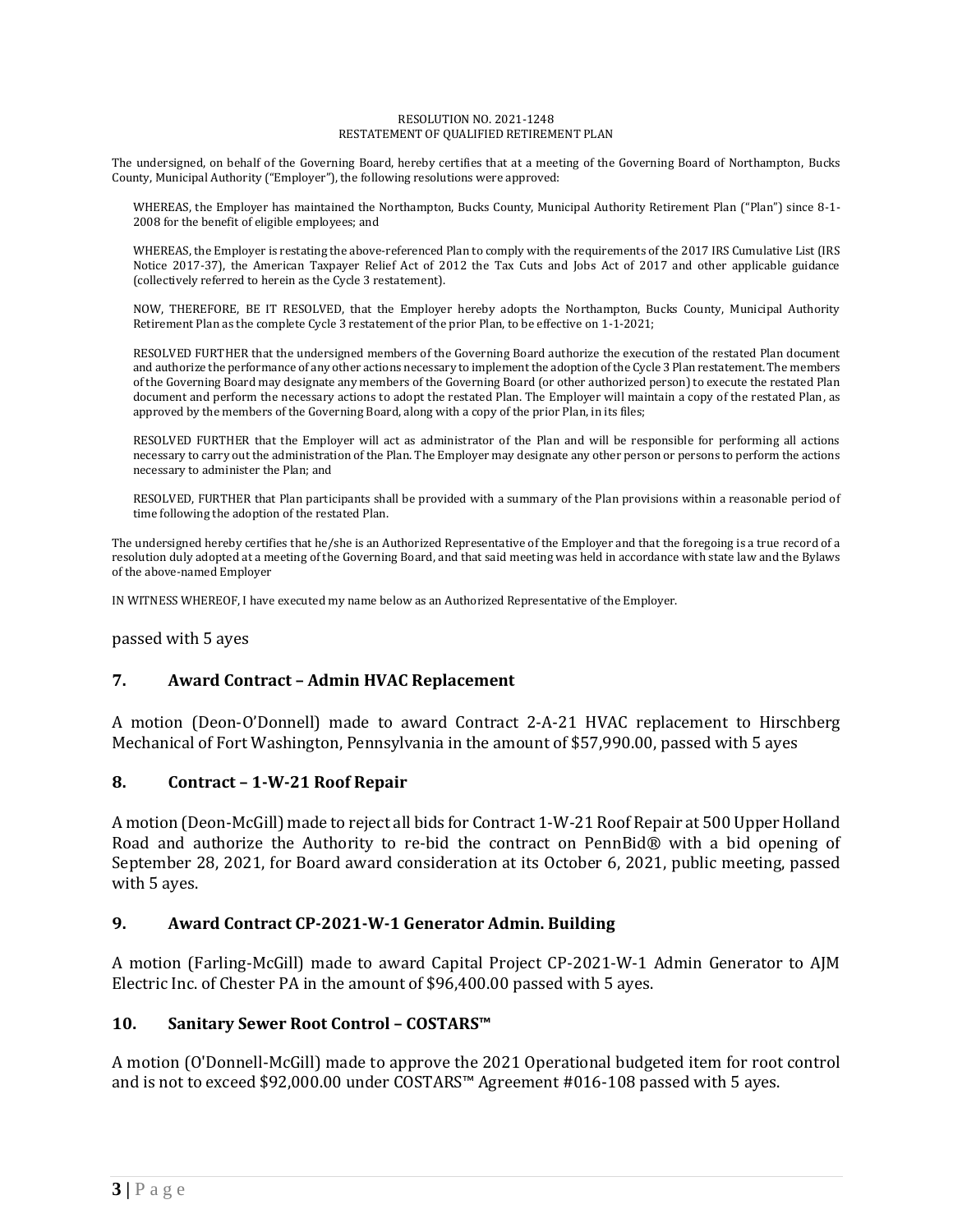RESOLUTION NO. 2021-1248
RESTATEMENT OF QUALIFIED RETIREMENT PLAN

The undersigned, on behalf of the Governing Board, hereby certifies that at a meeting of the Governing Board of Northampton, Bucks County, Municipal Authority ("Employer"), the following resolutions were approved:

WHEREAS, the Employer has maintained the Northampton, Bucks County, Municipal Authority Retirement Plan ("Plan") since 8-1-2008 for the benefit of eligible employees; and

WHEREAS, the Employer is restating the above-referenced Plan to comply with the requirements of the 2017 IRS Cumulative List (IRS Notice 2017-37), the American Taxpayer Relief Act of 2012 the Tax Cuts and Jobs Act of 2017 and other applicable guidance (collectively referred to herein as the Cycle 3 restatement).

NOW, THEREFORE, BE IT RESOLVED, that the Employer hereby adopts the Northampton, Bucks County, Municipal Authority Retirement Plan as the complete Cycle 3 restatement of the prior Plan, to be effective on 1-1-2021;

RESOLVED FURTHER that the undersigned members of the Governing Board authorize the execution of the restated Plan document and authorize the performance of any other actions necessary to implement the adoption of the Cycle 3 Plan restatement. The members of the Governing Board may designate any members of the Governing Board (or other authorized person) to execute the restated Plan document and perform the necessary actions to adopt the restated Plan. The Employer will maintain a copy of the restated Plan, as approved by the members of the Governing Board, along with a copy of the prior Plan, in its files;

RESOLVED FURTHER that the Employer will act as administrator of the Plan and will be responsible for performing all actions necessary to carry out the administration of the Plan. The Employer may designate any other person or persons to perform the actions necessary to administer the Plan; and

RESOLVED, FURTHER that Plan participants shall be provided with a summary of the Plan provisions within a reasonable period of time following the adoption of the restated Plan.

The undersigned hereby certifies that he/she is an Authorized Representative of the Employer and that the foregoing is a true record of a resolution duly adopted at a meeting of the Governing Board, and that said meeting was held in accordance with state law and the Bylaws of the above-named Employer

IN WITNESS WHEREOF, I have executed my name below as an Authorized Representative of the Employer.

passed with 5 ayes

## 7. Award Contract – Admin HVAC Replacement

A motion (Deon-O'Donnell) made to award Contract 2-A-21 HVAC replacement to Hirschberg Mechanical of Fort Washington, Pennsylvania in the amount of $57,990.00, passed with 5 ayes

## 8. Contract – 1-W-21 Roof Repair

A motion (Deon-McGill) made to reject all bids for Contract 1-W-21 Roof Repair at 500 Upper Holland Road and authorize the Authority to re-bid the contract on PennBid® with a bid opening of September 28, 2021, for Board award consideration at its October 6, 2021, public meeting, passed with 5 ayes.

## 9. Award Contract CP-2021-W-1 Generator Admin. Building

A motion (Farling-McGill) made to award Capital Project CP-2021-W-1 Admin Generator to AJM Electric Inc. of Chester PA in the amount of $96,400.00 passed with 5 ayes.

## 10. Sanitary Sewer Root Control – COSTARS™

A motion (O'Donnell-McGill) made to approve the 2021 Operational budgeted item for root control and is not to exceed $92,000.00 under COSTARS™ Agreement #016-108 passed with 5 ayes.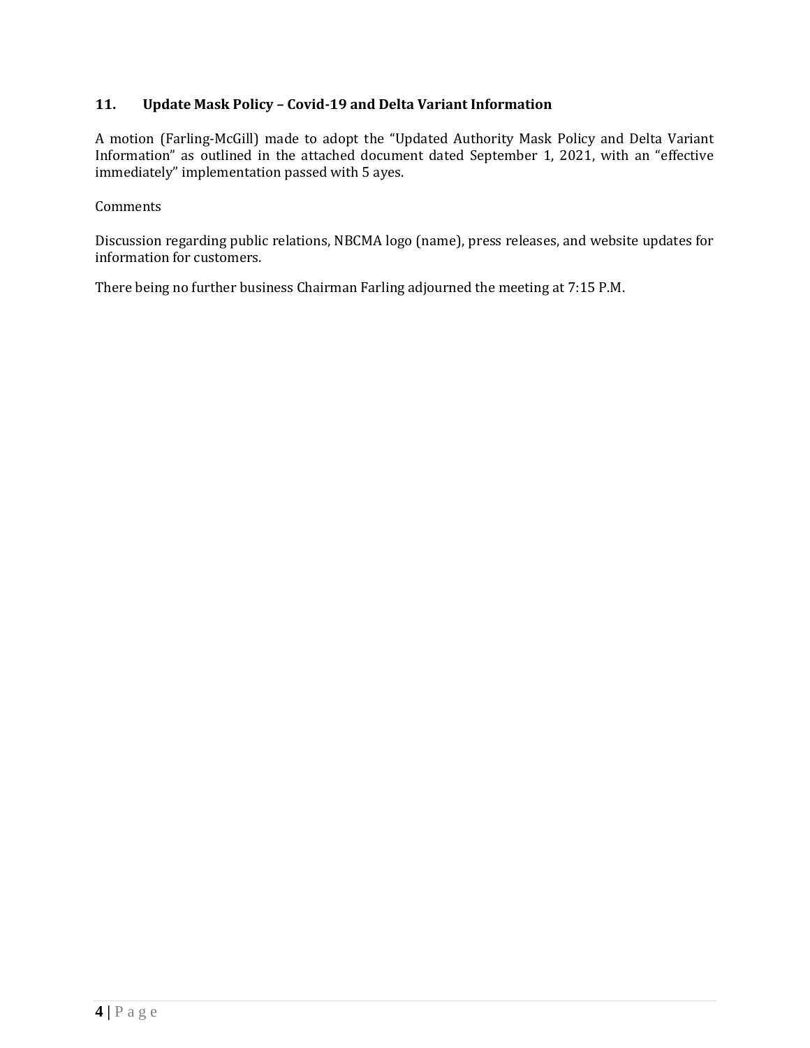### 11. Update Mask Policy – Covid-19 and Delta Variant Information

A motion (Farling-McGill) made to adopt the "Updated Authority Mask Policy and Delta Variant Information" as outlined in the attached document dated September 1, 2021, with an "effective immediately" implementation passed with 5 ayes.

Comments

Discussion regarding public relations, NBCMA logo (name), press releases, and website updates for information for customers.

There being no further business Chairman Farling adjourned the meeting at 7:15 P.M.